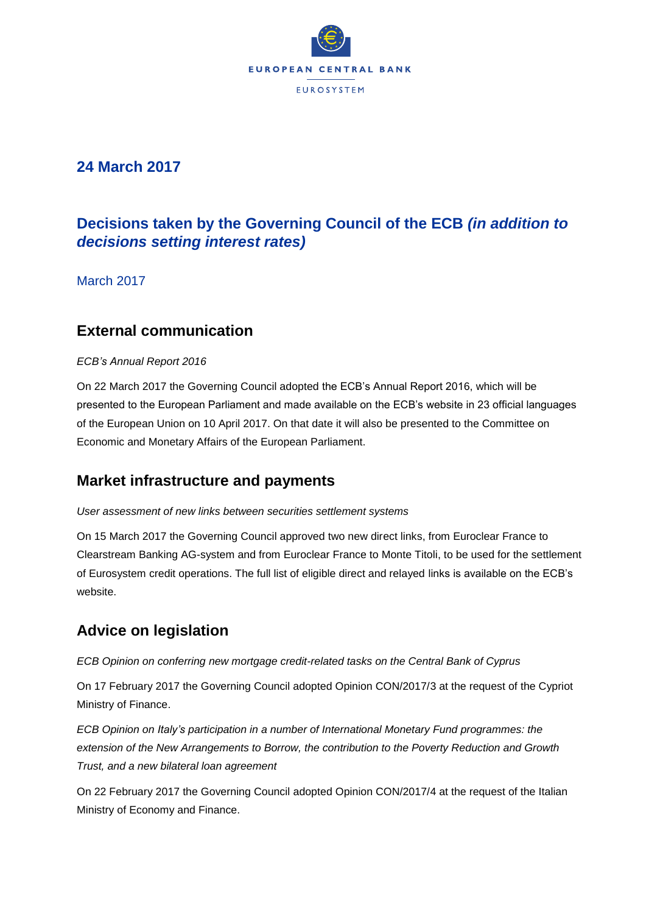EUROPEAN CENTRAL BANK

EUROSYSTEM

## 24 March 2017

# Decisions taken by the Governing Council of the ECB *(in addition to decisions setting interest rates)*

March 2017

## External communication

*ECB's Annual Report 2016*

On 22 March 2017 the Governing Council adopted the ECB's Annual Report 2016, which will be presented to the European Parliament and made available on the ECB's website in 23 official languages of the European Union on 10 April 2017. On that date it will also be presented to the Committee on Economic and Monetary Affairs of the European Parliament.

## Market infrastructure and payments

*User assessment of new links between securities settlement systems*

On 15 March 2017 the Governing Council approved two new direct links, from Euroclear France to Clearstream Banking AG-system and from Euroclear France to Monte Titoli, to be used for the settlement of Eurosystem credit operations. The full list of eligible direct and relayed links is available on the ECB's website.

## Advice on legislation

*ECB Opinion on conferring new mortgage credit-related tasks on the Central Bank of Cyprus*

On 17 February 2017 the Governing Council adopted Opinion CON/2017/3 at the request of the Cypriot Ministry of Finance.

*ECB Opinion on Italy's participation in a number of International Monetary Fund programmes: the extension of the New Arrangements to Borrow, the contribution to the Poverty Reduction and Growth Trust, and a new bilateral loan agreement*

On 22 February 2017 the Governing Council adopted Opinion CON/2017/4 at the request of the Italian Ministry of Economy and Finance.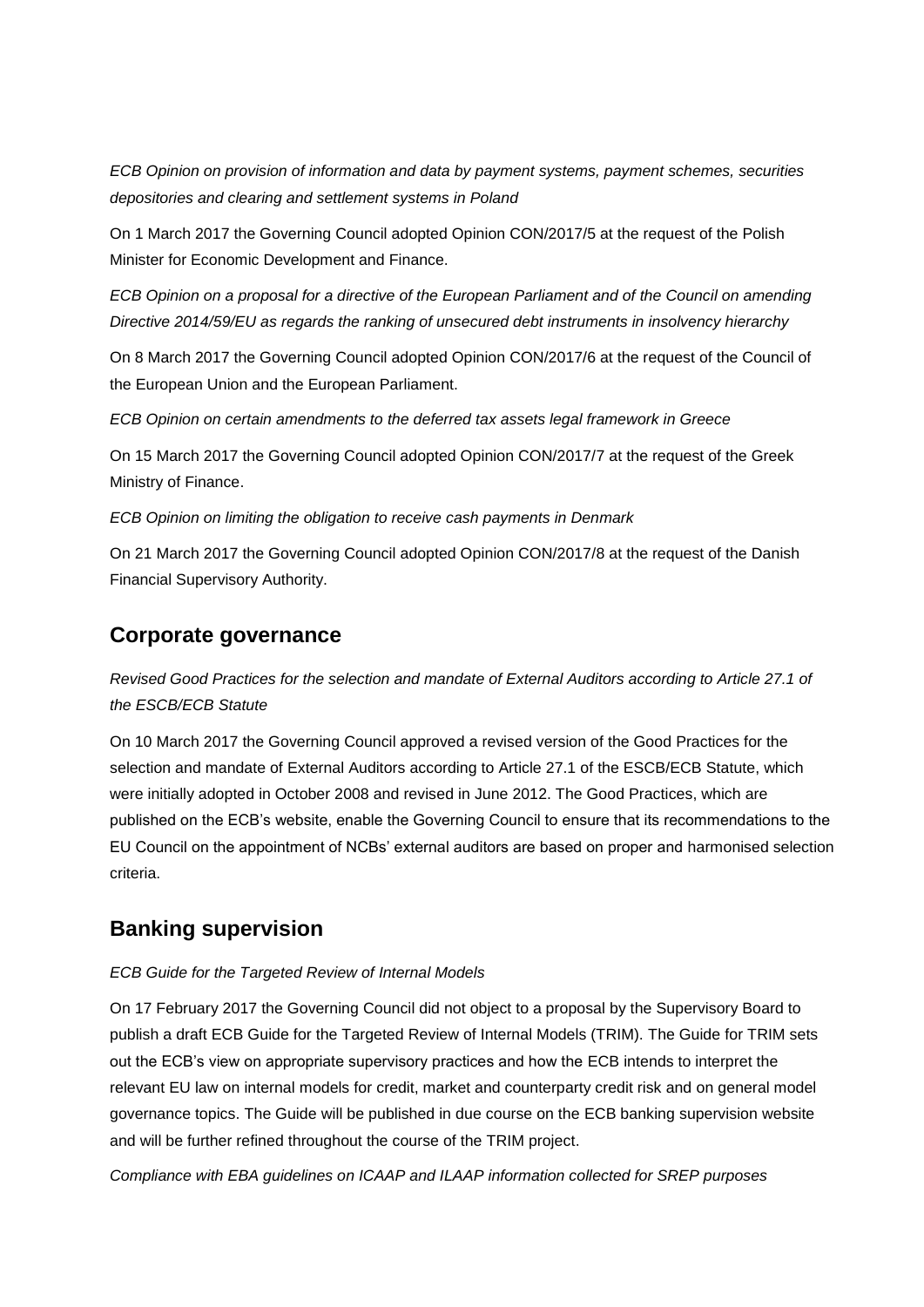*ECB Opinion on provision of information and data by payment systems, payment schemes, securities depositories and clearing and settlement systems in Poland*

On 1 March 2017 the Governing Council adopted Opinion CON/2017/5 at the request of the Polish Minister for Economic Development and Finance.

*ECB Opinion on a proposal for a directive of the European Parliament and of the Council on amending Directive 2014/59/EU as regards the ranking of unsecured debt instruments in insolvency hierarchy*

On 8 March 2017 the Governing Council adopted Opinion CON/2017/6 at the request of the Council of the European Union and the European Parliament.

*ECB Opinion on certain amendments to the deferred tax assets legal framework in Greece*

On 15 March 2017 the Governing Council adopted Opinion CON/2017/7 at the request of the Greek Ministry of Finance.

*ECB Opinion on limiting the obligation to receive cash payments in Denmark*

On 21 March 2017 the Governing Council adopted Opinion CON/2017/8 at the request of the Danish Financial Supervisory Authority.

## Corporate governance

*Revised Good Practices for the selection and mandate of External Auditors according to Article 27.1 of the ESCB/ECB Statute*

On 10 March 2017 the Governing Council approved a revised version of the Good Practices for the selection and mandate of External Auditors according to Article 27.1 of the ESCB/ECB Statute, which were initially adopted in October 2008 and revised in June 2012. The Good Practices, which are published on the ECB's website, enable the Governing Council to ensure that its recommendations to the EU Council on the appointment of NCBs' external auditors are based on proper and harmonised selection criteria.

## Banking supervision

*ECB Guide for the Targeted Review of Internal Models*

On 17 February 2017 the Governing Council did not object to a proposal by the Supervisory Board to publish a draft ECB Guide for the Targeted Review of Internal Models (TRIM). The Guide for TRIM sets out the ECB's view on appropriate supervisory practices and how the ECB intends to interpret the relevant EU law on internal models for credit, market and counterparty credit risk and on general model governance topics. The Guide will be published in due course on the ECB banking supervision website and will be further refined throughout the course of the TRIM project.

*Compliance with EBA guidelines on ICAAP and ILAAP information collected for SREP purposes*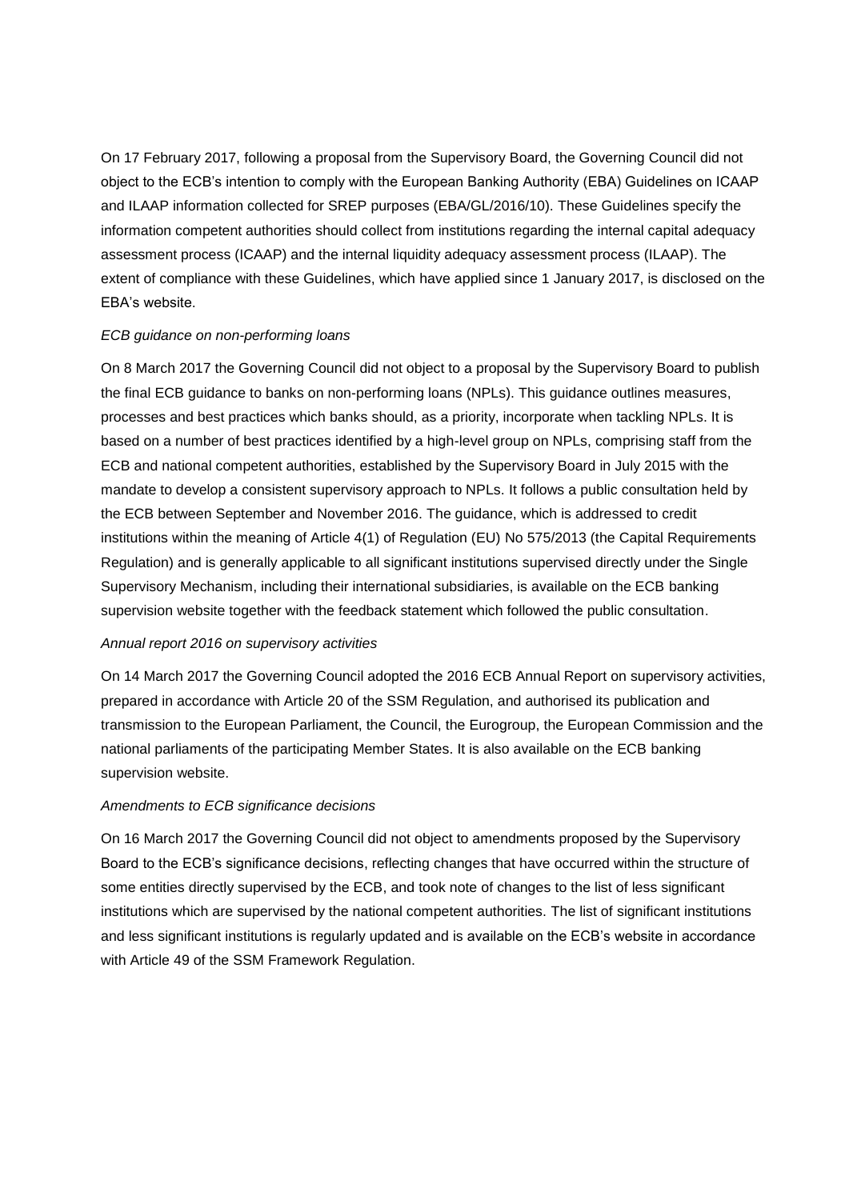On 17 February 2017, following a proposal from the Supervisory Board, the Governing Council did not object to the ECB's intention to comply with the European Banking Authority (EBA) Guidelines on ICAAP and ILAAP information collected for SREP purposes (EBA/GL/2016/10). These Guidelines specify the information competent authorities should collect from institutions regarding the internal capital adequacy assessment process (ICAAP) and the internal liquidity adequacy assessment process (ILAAP). The extent of compliance with these Guidelines, which have applied since 1 January 2017, is disclosed on the EBA's website.

*ECB guidance on non-performing loans*

On 8 March 2017 the Governing Council did not object to a proposal by the Supervisory Board to publish the final ECB guidance to banks on non-performing loans (NPLs). This guidance outlines measures, processes and best practices which banks should, as a priority, incorporate when tackling NPLs. It is based on a number of best practices identified by a high-level group on NPLs, comprising staff from the ECB and national competent authorities, established by the Supervisory Board in July 2015 with the mandate to develop a consistent supervisory approach to NPLs. It follows a public consultation held by the ECB between September and November 2016. The guidance, which is addressed to credit institutions within the meaning of Article 4(1) of Regulation (EU) No 575/2013 (the Capital Requirements Regulation) and is generally applicable to all significant institutions supervised directly under the Single Supervisory Mechanism, including their international subsidiaries, is available on the ECB banking supervision website together with the feedback statement which followed the public consultation.

*Annual report 2016 on supervisory activities*

On 14 March 2017 the Governing Council adopted the 2016 ECB Annual Report on supervisory activities, prepared in accordance with Article 20 of the SSM Regulation, and authorised its publication and transmission to the European Parliament, the Council, the Eurogroup, the European Commission and the national parliaments of the participating Member States. It is also available on the ECB banking supervision website.

*Amendments to ECB significance decisions*

On 16 March 2017 the Governing Council did not object to amendments proposed by the Supervisory Board to the ECB's significance decisions, reflecting changes that have occurred within the structure of some entities directly supervised by the ECB, and took note of changes to the list of less significant institutions which are supervised by the national competent authorities. The list of significant institutions and less significant institutions is regularly updated and is available on the ECB's website in accordance with Article 49 of the SSM Framework Regulation.